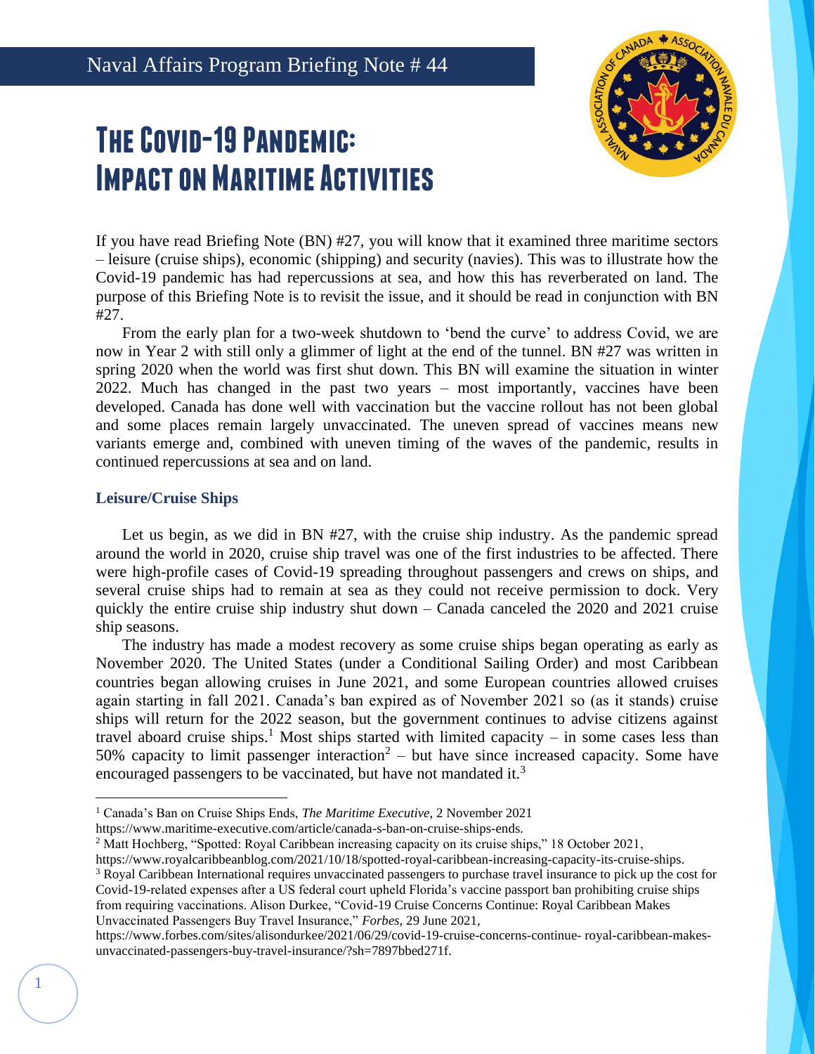Naval Affairs Program Briefing Note # 44

# The Covid-19 Pandemic: Impact on Maritime Activities

If you have read Briefing Note (BN) #27, you will know that it examined three maritime sectors – leisure (cruise ships), economic (shipping) and security (navies). This was to illustrate how the Covid-19 pandemic has had repercussions at sea, and how this has reverberated on land. The purpose of this Briefing Note is to revisit the issue, and it should be read in conjunction with BN #27.

From the early plan for a two-week shutdown to 'bend the curve' to address Covid, we are now in Year 2 with still only a glimmer of light at the end of the tunnel. BN #27 was written in spring 2020 when the world was first shut down. This BN will examine the situation in winter 2022. Much has changed in the past two years – most importantly, vaccines have been developed. Canada has done well with vaccination but the vaccine rollout has not been global and some places remain largely unvaccinated. The uneven spread of vaccines means new variants emerge and, combined with uneven timing of the waves of the pandemic, results in continued repercussions at sea and on land.

### Leisure/Cruise Ships

Let us begin, as we did in BN #27, with the cruise ship industry. As the pandemic spread around the world in 2020, cruise ship travel was one of the first industries to be affected. There were high-profile cases of Covid-19 spreading throughout passengers and crews on ships, and several cruise ships had to remain at sea as they could not receive permission to dock. Very quickly the entire cruise ship industry shut down – Canada canceled the 2020 and 2021 cruise ship seasons.

The industry has made a modest recovery as some cruise ships began operating as early as November 2020. The United States (under a Conditional Sailing Order) and most Caribbean countries began allowing cruises in June 2021, and some European countries allowed cruises again starting in fall 2021. Canada's ban expired as of November 2021 so (as it stands) cruise ships will return for the 2022 season, but the government continues to advise citizens against travel aboard cruise ships.[1] Most ships started with limited capacity – in some cases less than 50% capacity to limit passenger interaction[2] – but have since increased capacity. Some have encouraged passengers to be vaccinated, but have not mandated it.[3]

---

[1] Canada's Ban on Cruise Ships Ends, *The Maritime Executive*, 2 November 2021 https://www.maritime-executive.com/article/canada-s-ban-on-cruise-ships-ends.

[2] Matt Hochberg, "Spotted: Royal Caribbean increasing capacity on its cruise ships," 18 October 2021, https://www.royalcaribbeanblog.com/2021/10/18/spotted-royal-caribbean-increasing-capacity-its-cruise-ships.

[3] Royal Caribbean International requires unvaccinated passengers to purchase travel insurance to pick up the cost for Covid-19-related expenses after a US federal court upheld Florida's vaccine passport ban prohibiting cruise ships from requiring vaccinations. Alison Durkee, "Covid-19 Cruise Concerns Continue: Royal Caribbean Makes Unvaccinated Passengers Buy Travel Insurance," *Forbes*, 29 June 2021, https://www.forbes.com/sites/alisondurkee/2021/06/29/covid-19-cruise-concerns-continue- royal-caribbean-makes-unvaccinated-passengers-buy-travel-insurance/?sh=7897bbed271f.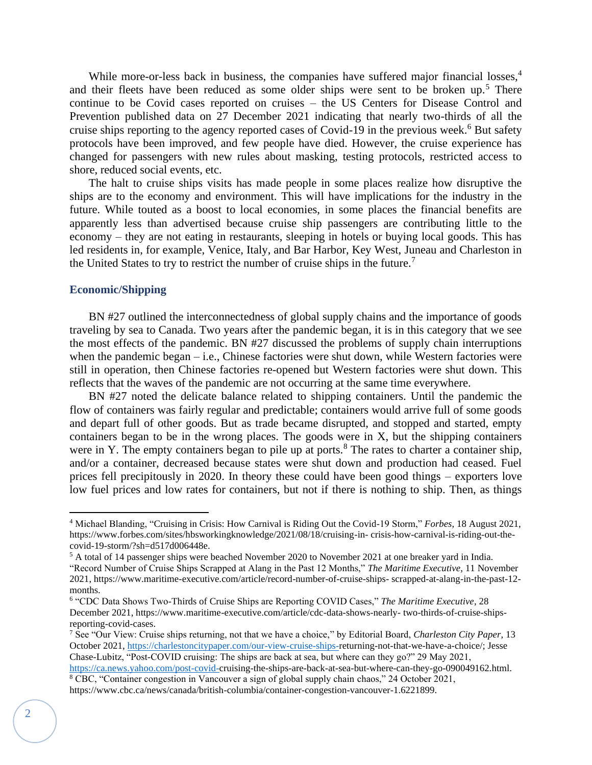While more-or-less back in business, the companies have suffered major financial losses,[4] and their fleets have been reduced as some older ships were sent to be broken up.[5] There continue to be Covid cases reported on cruises – the US Centers for Disease Control and Prevention published data on 27 December 2021 indicating that nearly two-thirds of all the cruise ships reporting to the agency reported cases of Covid-19 in the previous week.[6] But safety protocols have been improved, and few people have died. However, the cruise experience has changed for passengers with new rules about masking, testing protocols, restricted access to shore, reduced social events, etc.

The halt to cruise ships visits has made people in some places realize how disruptive the ships are to the economy and environment. This will have implications for the industry in the future. While touted as a boost to local economies, in some places the financial benefits are apparently less than advertised because cruise ship passengers are contributing little to the economy – they are not eating in restaurants, sleeping in hotels or buying local goods. This has led residents in, for example, Venice, Italy, and Bar Harbor, Key West, Juneau and Charleston in the United States to try to restrict the number of cruise ships in the future.[7]

### Economic/Shipping

BN #27 outlined the interconnectedness of global supply chains and the importance of goods traveling by sea to Canada. Two years after the pandemic began, it is in this category that we see the most effects of the pandemic. BN #27 discussed the problems of supply chain interruptions when the pandemic began – i.e., Chinese factories were shut down, while Western factories were still in operation, then Chinese factories re-opened but Western factories were shut down. This reflects that the waves of the pandemic are not occurring at the same time everywhere.

BN #27 noted the delicate balance related to shipping containers. Until the pandemic the flow of containers was fairly regular and predictable; containers would arrive full of some goods and depart full of other goods. But as trade became disrupted, and stopped and started, empty containers began to be in the wrong places. The goods were in X, but the shipping containers were in Y. The empty containers began to pile up at ports.[8] The rates to charter a container ship, and/or a container, decreased because states were shut down and production had ceased. Fuel prices fell precipitously in 2020. In theory these could have been good things – exporters love low fuel prices and low rates for containers, but not if there is nothing to ship. Then, as things

---

[4] Michael Blanding, "Cruising in Crisis: How Carnival is Riding Out the Covid-19 Storm," *Forbes*, 18 August 2021, https://www.forbes.com/sites/hbsworkingknowledge/2021/08/18/cruising-in- crisis-how-carnival-is-riding-out-the-covid-19-storm/?sh=d517d006448e.

[5] A total of 14 passenger ships were beached November 2020 to November 2021 at one breaker yard in India. "Record Number of Cruise Ships Scrapped at Alang in the Past 12 Months," *The Maritime Executive*, 11 November 2021, https://www.maritime-executive.com/article/record-number-of-cruise-ships- scrapped-at-alang-in-the-past-12-months.

[6] "CDC Data Shows Two-Thirds of Cruise Ships are Reporting COVID Cases," *The Maritime Executive*, 28 December 2021, https://www.maritime-executive.com/article/cdc-data-shows-nearly- two-thirds-of-cruise-ships-reporting-covid-cases.

[7] See "Our View: Cruise ships returning, not that we have a choice," by Editorial Board, *Charleston City Paper*, 13 October 2021, https://charlestoncitypaper.com/our-view-cruise-ships-returning-not-that-we-have-a-choice/; Jesse Chase-Lubitz, "Post-COVID cruising: The ships are back at sea, but where can they go?" 29 May 2021, https://ca.news.yahoo.com/post-covid-cruising-the-ships-are-back-at-sea-but-where-can-they-go-090049162.html.

[8] CBC, "Container congestion in Vancouver a sign of global supply chain chaos," 24 October 2021, https://www.cbc.ca/news/canada/british-columbia/container-congestion-vancouver-1.6221899.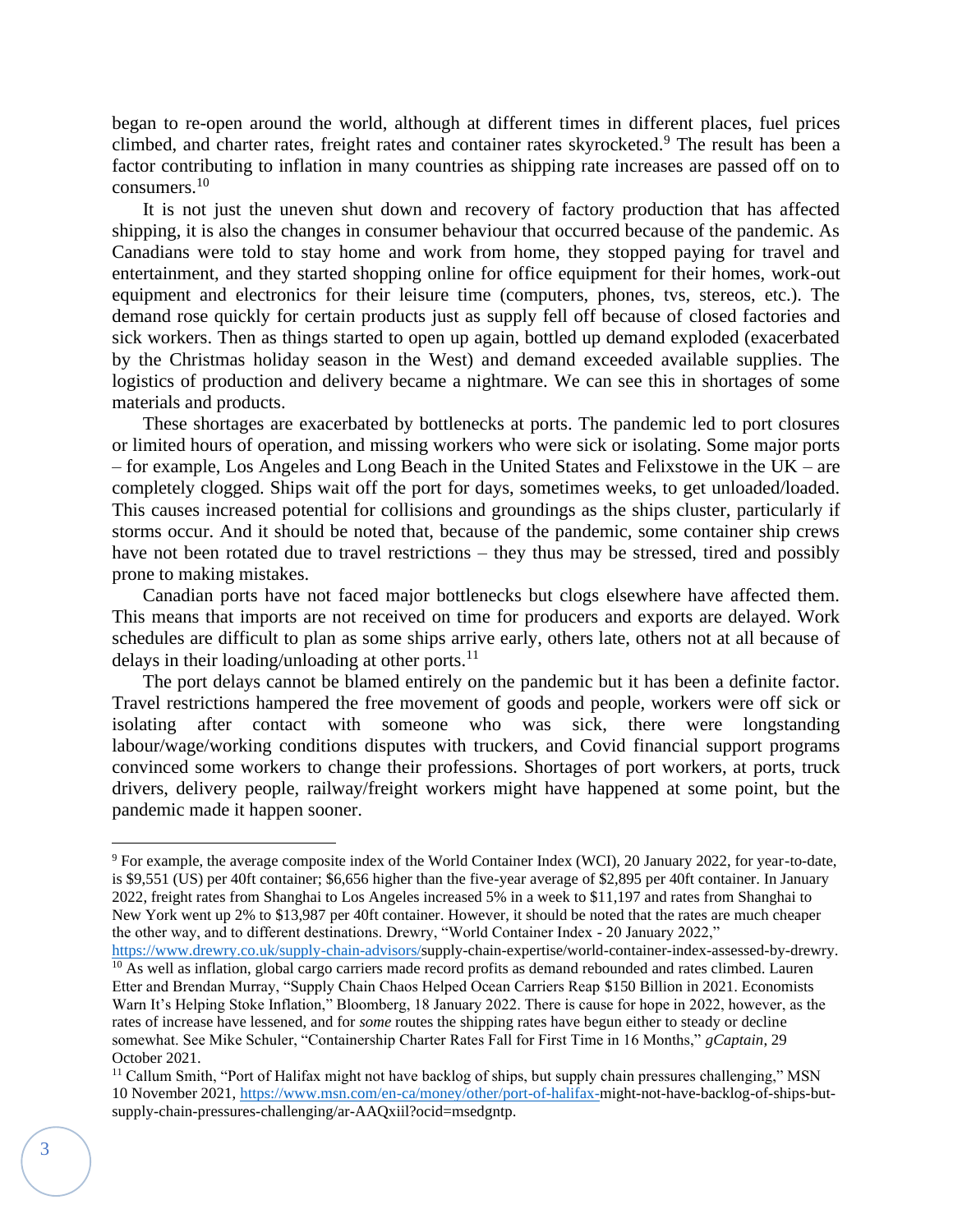began to re-open around the world, although at different times in different places, fuel prices climbed, and charter rates, freight rates and container rates skyrocketed.[9] The result has been a factor contributing to inflation in many countries as shipping rate increases are passed off on to consumers.[10]

It is not just the uneven shut down and recovery of factory production that has affected shipping, it is also the changes in consumer behaviour that occurred because of the pandemic. As Canadians were told to stay home and work from home, they stopped paying for travel and entertainment, and they started shopping online for office equipment for their homes, work-out equipment and electronics for their leisure time (computers, phones, tvs, stereos, etc.). The demand rose quickly for certain products just as supply fell off because of closed factories and sick workers. Then as things started to open up again, bottled up demand exploded (exacerbated by the Christmas holiday season in the West) and demand exceeded available supplies. The logistics of production and delivery became a nightmare. We can see this in shortages of some materials and products.

These shortages are exacerbated by bottlenecks at ports. The pandemic led to port closures or limited hours of operation, and missing workers who were sick or isolating. Some major ports – for example, Los Angeles and Long Beach in the United States and Felixstowe in the UK – are completely clogged. Ships wait off the port for days, sometimes weeks, to get unloaded/loaded. This causes increased potential for collisions and groundings as the ships cluster, particularly if storms occur. And it should be noted that, because of the pandemic, some container ship crews have not been rotated due to travel restrictions – they thus may be stressed, tired and possibly prone to making mistakes.

Canadian ports have not faced major bottlenecks but clogs elsewhere have affected them. This means that imports are not received on time for producers and exports are delayed. Work schedules are difficult to plan as some ships arrive early, others late, others not at all because of delays in their loading/unloading at other ports.[11]

The port delays cannot be blamed entirely on the pandemic but it has been a definite factor. Travel restrictions hampered the free movement of goods and people, workers were off sick or isolating after contact with someone who was sick, there were longstanding labour/wage/working conditions disputes with truckers, and Covid financial support programs convinced some workers to change their professions. Shortages of port workers, at ports, truck drivers, delivery people, railway/freight workers might have happened at some point, but the pandemic made it happen sooner.

---

[9] For example, the average composite index of the World Container Index (WCI), 20 January 2022, for year-to-date, is $9,551 (US) per 40ft container; $6,656 higher than the five-year average of $2,895 per 40ft container. In January 2022, freight rates from Shanghai to Los Angeles increased 5% in a week to $11,197 and rates from Shanghai to New York went up 2% to $13,987 per 40ft container. However, it should be noted that the rates are much cheaper the other way, and to different destinations. Drewry, "World Container Index - 20 January 2022," https://www.drewry.co.uk/supply-chain-advisors/supply-chain-expertise/world-container-index-assessed-by-drewry.

[10] As well as inflation, global cargo carriers made record profits as demand rebounded and rates climbed. Lauren Etter and Brendan Murray, "Supply Chain Chaos Helped Ocean Carriers Reap $150 Billion in 2021. Economists Warn It's Helping Stoke Inflation," Bloomberg, 18 January 2022. There is cause for hope in 2022, however, as the rates of increase have lessened, and for *some* routes the shipping rates have begun either to steady or decline somewhat. See Mike Schuler, "Containership Charter Rates Fall for First Time in 16 Months," *gCaptain*, 29 October 2021.

[11] Callum Smith, "Port of Halifax might not have backlog of ships, but supply chain pressures challenging," MSN 10 November 2021, https://www.msn.com/en-ca/money/other/port-of-halifax-might-not-have-backlog-of-ships-but-supply-chain-pressures-challenging/ar-AAQxiil?ocid=msedgntp.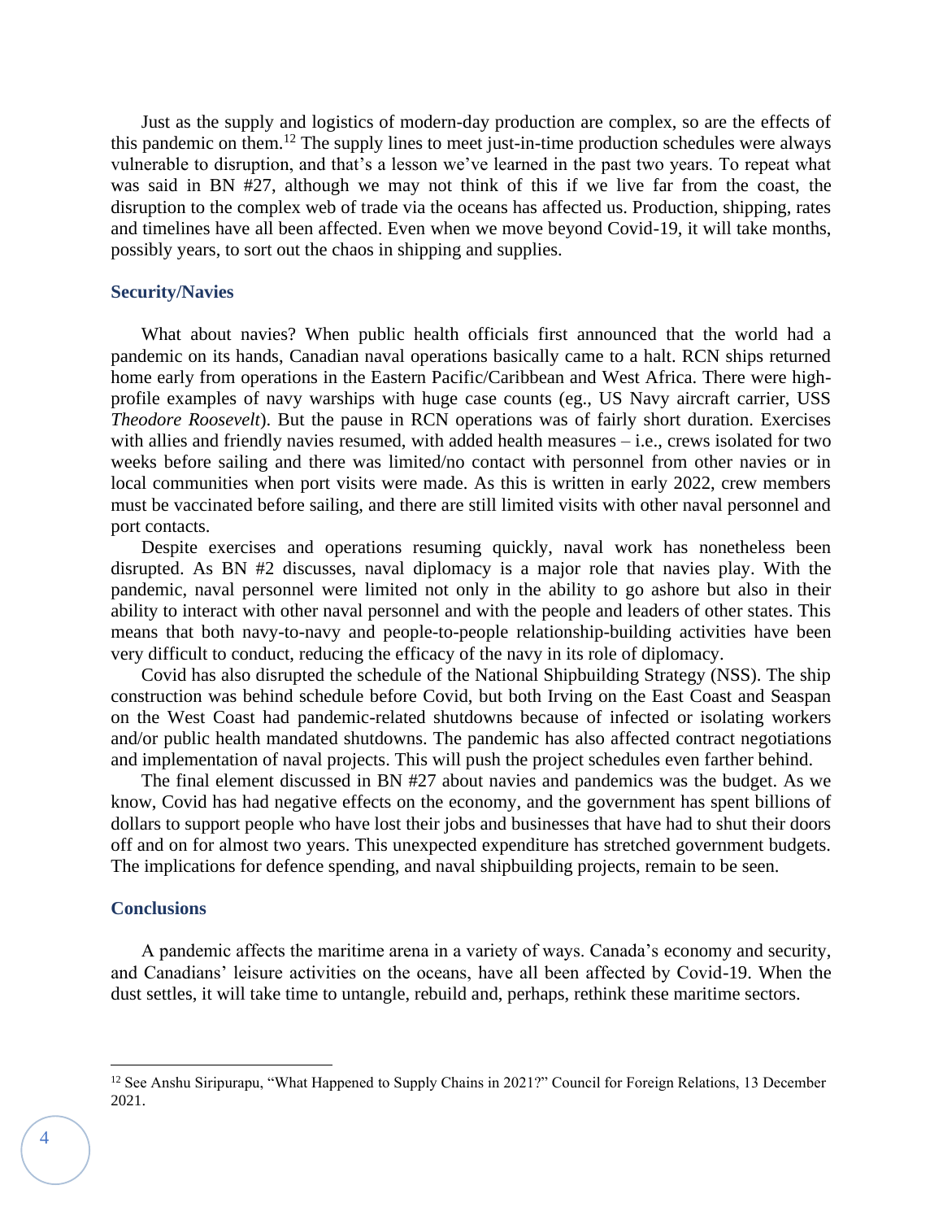Just as the supply and logistics of modern-day production are complex, so are the effects of this pandemic on them.[12] The supply lines to meet just-in-time production schedules were always vulnerable to disruption, and that's a lesson we've learned in the past two years. To repeat what was said in BN #27, although we may not think of this if we live far from the coast, the disruption to the complex web of trade via the oceans has affected us. Production, shipping, rates and timelines have all been affected. Even when we move beyond Covid-19, it will take months, possibly years, to sort out the chaos in shipping and supplies.

### Security/Navies

What about navies? When public health officials first announced that the world had a pandemic on its hands, Canadian naval operations basically came to a halt. RCN ships returned home early from operations in the Eastern Pacific/Caribbean and West Africa. There were high-profile examples of navy warships with huge case counts (eg., US Navy aircraft carrier, USS *Theodore Roosevelt*). But the pause in RCN operations was of fairly short duration. Exercises with allies and friendly navies resumed, with added health measures – i.e., crews isolated for two weeks before sailing and there was limited/no contact with personnel from other navies or in local communities when port visits were made. As this is written in early 2022, crew members must be vaccinated before sailing, and there are still limited visits with other naval personnel and port contacts.

Despite exercises and operations resuming quickly, naval work has nonetheless been disrupted. As BN #2 discusses, naval diplomacy is a major role that navies play. With the pandemic, naval personnel were limited not only in the ability to go ashore but also in their ability to interact with other naval personnel and with the people and leaders of other states. This means that both navy-to-navy and people-to-people relationship-building activities have been very difficult to conduct, reducing the efficacy of the navy in its role of diplomacy.

Covid has also disrupted the schedule of the National Shipbuilding Strategy (NSS). The ship construction was behind schedule before Covid, but both Irving on the East Coast and Seaspan on the West Coast had pandemic-related shutdowns because of infected or isolating workers and/or public health mandated shutdowns. The pandemic has also affected contract negotiations and implementation of naval projects. This will push the project schedules even farther behind.

The final element discussed in BN #27 about navies and pandemics was the budget. As we know, Covid has had negative effects on the economy, and the government has spent billions of dollars to support people who have lost their jobs and businesses that have had to shut their doors off and on for almost two years. This unexpected expenditure has stretched government budgets. The implications for defence spending, and naval shipbuilding projects, remain to be seen.

### Conclusions

A pandemic affects the maritime arena in a variety of ways. Canada's economy and security, and Canadians' leisure activities on the oceans, have all been affected by Covid-19. When the dust settles, it will take time to untangle, rebuild and, perhaps, rethink these maritime sectors.

---

[12] See Anshu Siripurapu, "What Happened to Supply Chains in 2021?" Council for Foreign Relations, 13 December 2021.